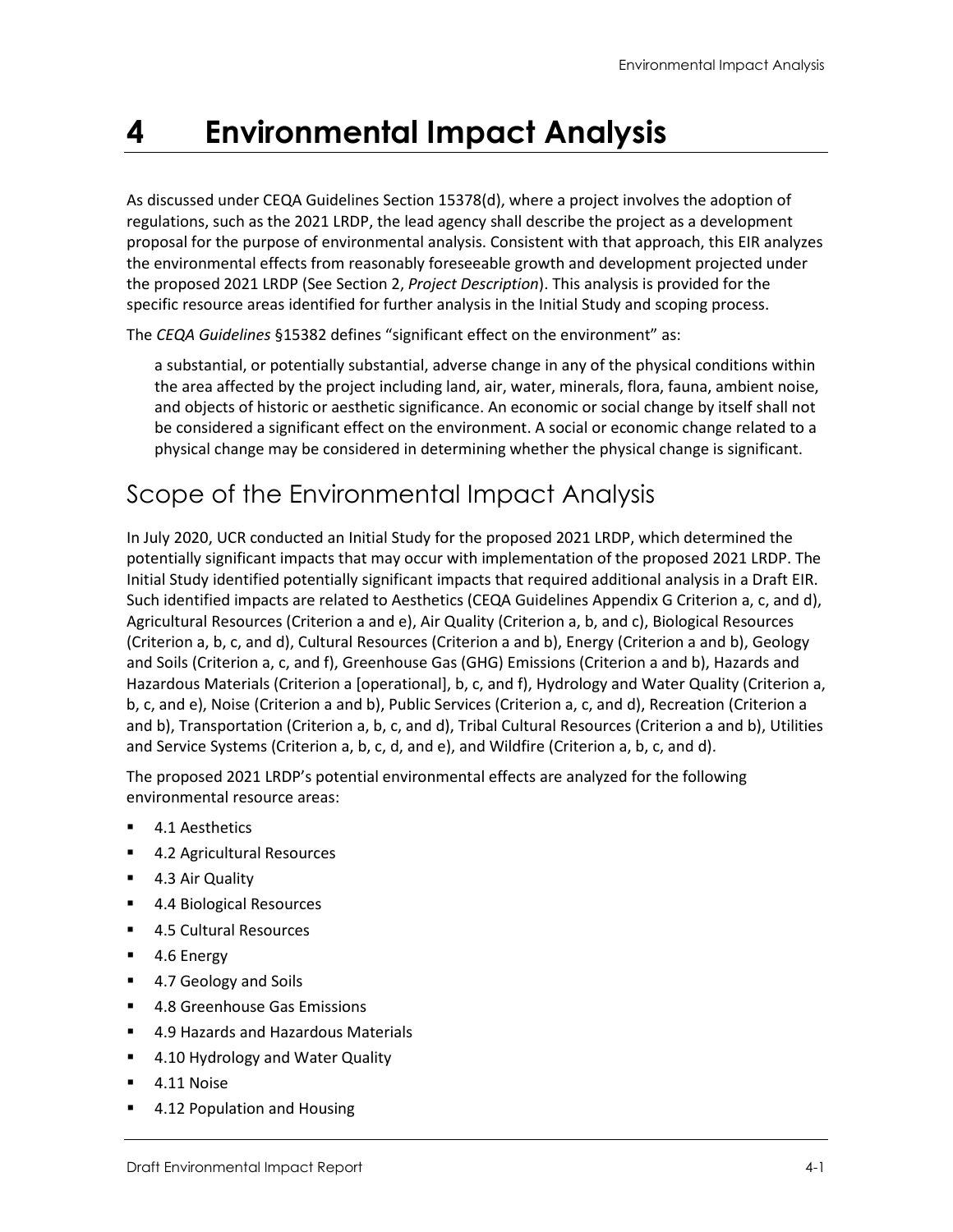# 4 Environmental Impact Analysis

As discussed under CEQA Guidelines Section 15378(d), where a project involves the adoption of regulations, such as the 2021 LRDP, the lead agency shall describe the project as a development proposal for the purpose of environmental analysis. Consistent with that approach, this EIR analyzes the environmental effects from reasonably foreseeable growth and development projected under the proposed 2021 LRDP (See Section 2, *Project Description*). This analysis is provided for the specific resource areas identified for further analysis in the Initial Study and scoping process.

The *CEQA Guidelines* §15382 defines "significant effect on the environment" as:

> a substantial, or potentially substantial, adverse change in any of the physical conditions within the area affected by the project including land, air, water, minerals, flora, fauna, ambient noise, and objects of historic or aesthetic significance. An economic or social change by itself shall not be considered a significant effect on the environment. A social or economic change related to a physical change may be considered in determining whether the physical change is significant.

## Scope of the Environmental Impact Analysis

In July 2020, UCR conducted an Initial Study for the proposed 2021 LRDP, which determined the potentially significant impacts that may occur with implementation of the proposed 2021 LRDP. The Initial Study identified potentially significant impacts that required additional analysis in a Draft EIR. Such identified impacts are related to Aesthetics (CEQA Guidelines Appendix G Criterion a, c, and d), Agricultural Resources (Criterion a and e), Air Quality (Criterion a, b, and c), Biological Resources (Criterion a, b, c, and d), Cultural Resources (Criterion a and b), Energy (Criterion a and b), Geology and Soils (Criterion a, c, and f), Greenhouse Gas (GHG) Emissions (Criterion a and b), Hazards and Hazardous Materials (Criterion a [operational], b, c, and f), Hydrology and Water Quality (Criterion a, b, c, and e), Noise (Criterion a and b), Public Services (Criterion a, c, and d), Recreation (Criterion a and b), Transportation (Criterion a, b, c, and d), Tribal Cultural Resources (Criterion a and b), Utilities and Service Systems (Criterion a, b, c, d, and e), and Wildfire (Criterion a, b, c, and d).

The proposed 2021 LRDP's potential environmental effects are analyzed for the following environmental resource areas:

- 4.1 Aesthetics
- 4.2 Agricultural Resources
- 4.3 Air Quality
- 4.4 Biological Resources
- 4.5 Cultural Resources
- 4.6 Energy
- 4.7 Geology and Soils
- 4.8 Greenhouse Gas Emissions
- 4.9 Hazards and Hazardous Materials
- 4.10 Hydrology and Water Quality
- 4.11 Noise
- 4.12 Population and Housing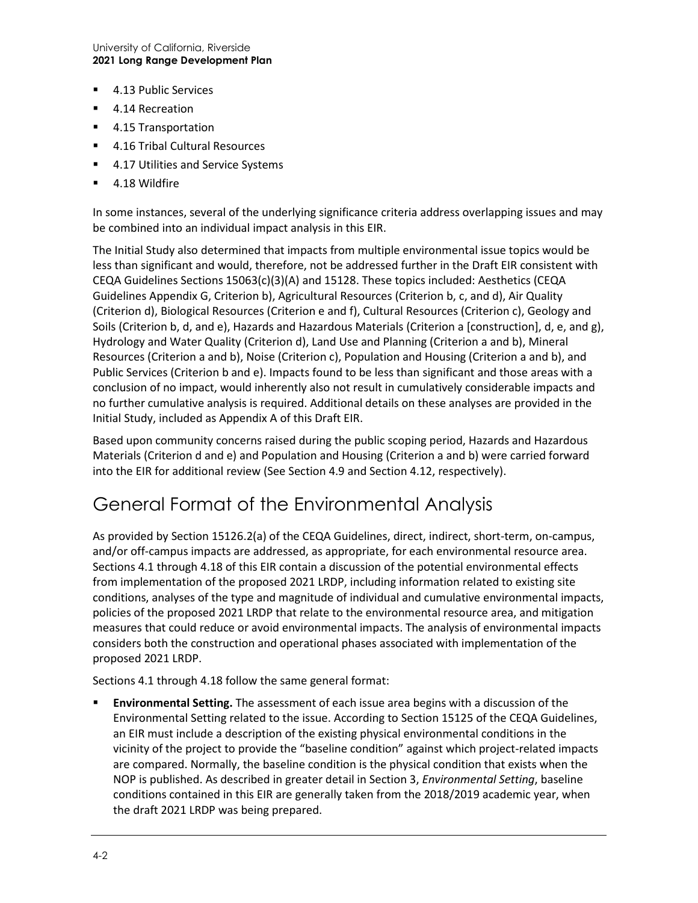- 4.13 Public Services
- 4.14 Recreation
- 4.15 Transportation
- 4.16 Tribal Cultural Resources
- 4.17 Utilities and Service Systems
- 4.18 Wildfire

In some instances, several of the underlying significance criteria address overlapping issues and may be combined into an individual impact analysis in this EIR.

The Initial Study also determined that impacts from multiple environmental issue topics would be less than significant and would, therefore, not be addressed further in the Draft EIR consistent with CEQA Guidelines Sections 15063(c)(3)(A) and 15128. These topics included: Aesthetics (CEQA Guidelines Appendix G, Criterion b), Agricultural Resources (Criterion b, c, and d), Air Quality (Criterion d), Biological Resources (Criterion e and f), Cultural Resources (Criterion c), Geology and Soils (Criterion b, d, and e), Hazards and Hazardous Materials (Criterion a [construction], d, e, and g), Hydrology and Water Quality (Criterion d), Land Use and Planning (Criterion a and b), Mineral Resources (Criterion a and b), Noise (Criterion c), Population and Housing (Criterion a and b), and Public Services (Criterion b and e). Impacts found to be less than significant and those areas with a conclusion of no impact, would inherently also not result in cumulatively considerable impacts and no further cumulative analysis is required. Additional details on these analyses are provided in the Initial Study, included as Appendix A of this Draft EIR.

Based upon community concerns raised during the public scoping period, Hazards and Hazardous Materials (Criterion d and e) and Population and Housing (Criterion a and b) were carried forward into the EIR for additional review (See Section 4.9 and Section 4.12, respectively).

# General Format of the Environmental Analysis

As provided by Section 15126.2(a) of the CEQA Guidelines, direct, indirect, short-term, on-campus, and/or off-campus impacts are addressed, as appropriate, for each environmental resource area. Sections 4.1 through 4.18 of this EIR contain a discussion of the potential environmental effects from implementation of the proposed 2021 LRDP, including information related to existing site conditions, analyses of the type and magnitude of individual and cumulative environmental impacts, policies of the proposed 2021 LRDP that relate to the environmental resource area, and mitigation measures that could reduce or avoid environmental impacts. The analysis of environmental impacts considers both the construction and operational phases associated with implementation of the proposed 2021 LRDP.

Sections 4.1 through 4.18 follow the same general format:

- **Environmental Setting.** The assessment of each issue area begins with a discussion of the Environmental Setting related to the issue. According to Section 15125 of the CEQA Guidelines, an EIR must include a description of the existing physical environmental conditions in the vicinity of the project to provide the "baseline condition" against which project-related impacts are compared. Normally, the baseline condition is the physical condition that exists when the NOP is published. As described in greater detail in Section 3, *Environmental Setting*, baseline conditions contained in this EIR are generally taken from the 2018/2019 academic year, when the draft 2021 LRDP was being prepared.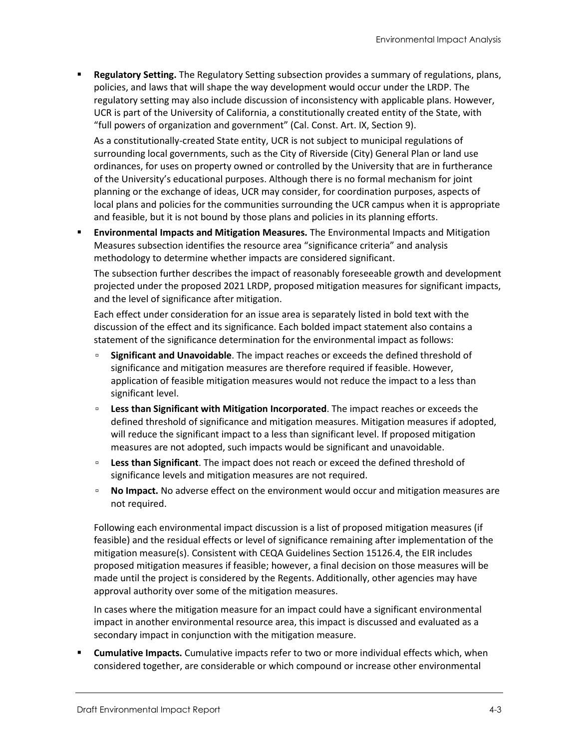- **Regulatory Setting.** The Regulatory Setting subsection provides a summary of regulations, plans, policies, and laws that will shape the way development would occur under the LRDP. The regulatory setting may also include discussion of inconsistency with applicable plans. However, UCR is part of the University of California, a constitutionally created entity of the State, with "full powers of organization and government" (Cal. Const. Art. IX, Section 9).

  As a constitutionally-created State entity, UCR is not subject to municipal regulations of surrounding local governments, such as the City of Riverside (City) General Plan or land use ordinances, for uses on property owned or controlled by the University that are in furtherance of the University's educational purposes. Although there is no formal mechanism for joint planning or the exchange of ideas, UCR may consider, for coordination purposes, aspects of local plans and policies for the communities surrounding the UCR campus when it is appropriate and feasible, but it is not bound by those plans and policies in its planning efforts.

- **Environmental Impacts and Mitigation Measures.** The Environmental Impacts and Mitigation Measures subsection identifies the resource area "significance criteria" and analysis methodology to determine whether impacts are considered significant.

  The subsection further describes the impact of reasonably foreseeable growth and development projected under the proposed 2021 LRDP, proposed mitigation measures for significant impacts, and the level of significance after mitigation.

  Each effect under consideration for an issue area is separately listed in bold text with the discussion of the effect and its significance. Each bolded impact statement also contains a statement of the significance determination for the environmental impact as follows:

  - **Significant and Unavoidable**. The impact reaches or exceeds the defined threshold of significance and mitigation measures are therefore required if feasible. However, application of feasible mitigation measures would not reduce the impact to a less than significant level.
  - **Less than Significant with Mitigation Incorporated**. The impact reaches or exceeds the defined threshold of significance and mitigation measures. Mitigation measures if adopted, will reduce the significant impact to a less than significant level. If proposed mitigation measures are not adopted, such impacts would be significant and unavoidable.
  - **Less than Significant**. The impact does not reach or exceed the defined threshold of significance levels and mitigation measures are not required.
  - **No Impact.** No adverse effect on the environment would occur and mitigation measures are not required.

  Following each environmental impact discussion is a list of proposed mitigation measures (if feasible) and the residual effects or level of significance remaining after implementation of the mitigation measure(s). Consistent with CEQA Guidelines Section 15126.4, the EIR includes proposed mitigation measures if feasible; however, a final decision on those measures will be made until the project is considered by the Regents. Additionally, other agencies may have approval authority over some of the mitigation measures.

  In cases where the mitigation measure for an impact could have a significant environmental impact in another environmental resource area, this impact is discussed and evaluated as a secondary impact in conjunction with the mitigation measure.

- **Cumulative Impacts.** Cumulative impacts refer to two or more individual effects which, when considered together, are considerable or which compound or increase other environmental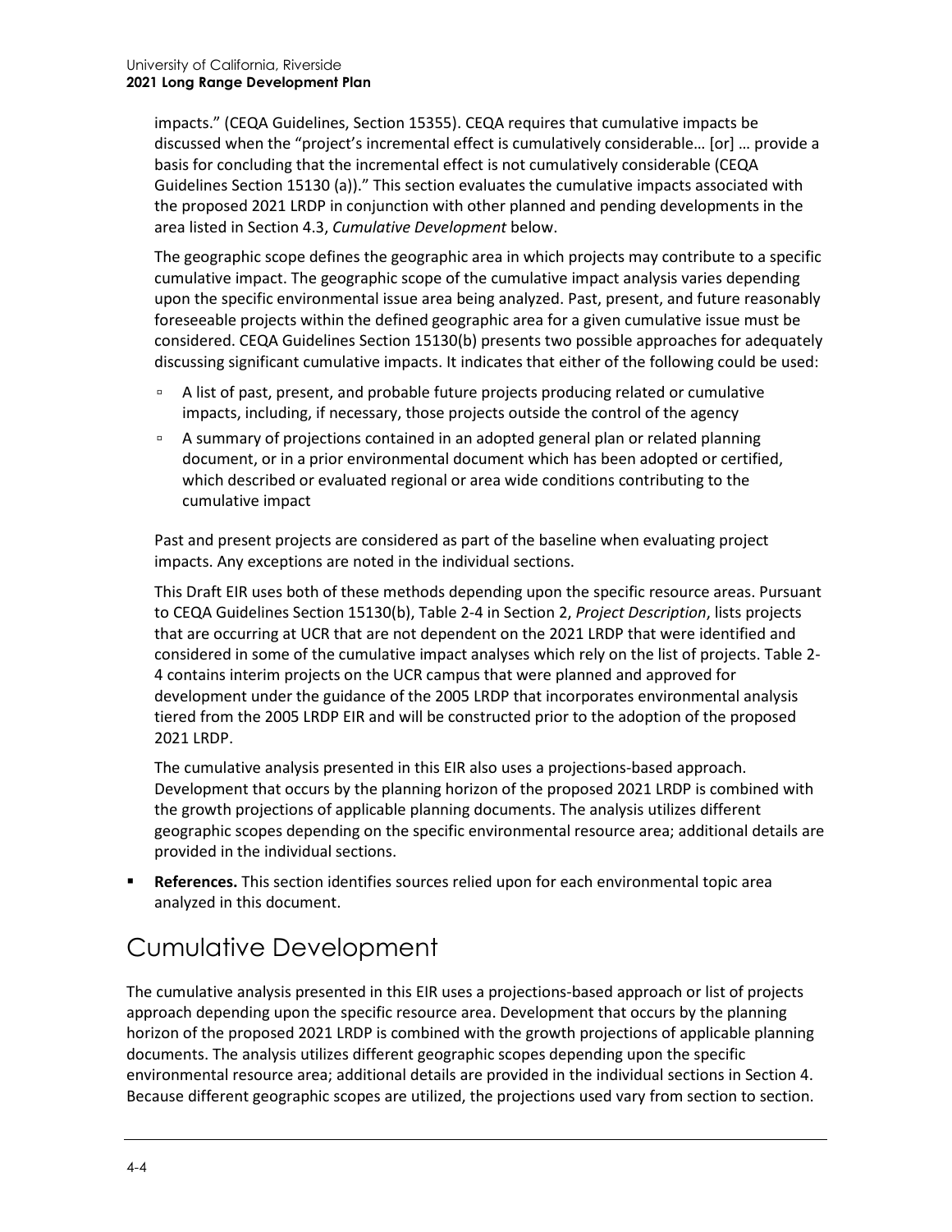impacts." (CEQA Guidelines, Section 15355). CEQA requires that cumulative impacts be discussed when the "project's incremental effect is cumulatively considerable… [or] … provide a basis for concluding that the incremental effect is not cumulatively considerable (CEQA Guidelines Section 15130 (a))." This section evaluates the cumulative impacts associated with the proposed 2021 LRDP in conjunction with other planned and pending developments in the area listed in Section 4.3, *Cumulative Development* below.

The geographic scope defines the geographic area in which projects may contribute to a specific cumulative impact. The geographic scope of the cumulative impact analysis varies depending upon the specific environmental issue area being analyzed. Past, present, and future reasonably foreseeable projects within the defined geographic area for a given cumulative issue must be considered. CEQA Guidelines Section 15130(b) presents two possible approaches for adequately discussing significant cumulative impacts. It indicates that either of the following could be used:

- A list of past, present, and probable future projects producing related or cumulative impacts, including, if necessary, those projects outside the control of the agency
- A summary of projections contained in an adopted general plan or related planning document, or in a prior environmental document which has been adopted or certified, which described or evaluated regional or area wide conditions contributing to the cumulative impact

Past and present projects are considered as part of the baseline when evaluating project impacts. Any exceptions are noted in the individual sections.

This Draft EIR uses both of these methods depending upon the specific resource areas. Pursuant to CEQA Guidelines Section 15130(b), Table 2-4 in Section 2, *Project Description*, lists projects that are occurring at UCR that are not dependent on the 2021 LRDP that were identified and considered in some of the cumulative impact analyses which rely on the list of projects. Table 2-4 contains interim projects on the UCR campus that were planned and approved for development under the guidance of the 2005 LRDP that incorporates environmental analysis tiered from the 2005 LRDP EIR and will be constructed prior to the adoption of the proposed 2021 LRDP.

The cumulative analysis presented in this EIR also uses a projections-based approach. Development that occurs by the planning horizon of the proposed 2021 LRDP is combined with the growth projections of applicable planning documents. The analysis utilizes different geographic scopes depending on the specific environmental resource area; additional details are provided in the individual sections.

- **References.** This section identifies sources relied upon for each environmental topic area analyzed in this document.

# Cumulative Development

The cumulative analysis presented in this EIR uses a projections-based approach or list of projects approach depending upon the specific resource area. Development that occurs by the planning horizon of the proposed 2021 LRDP is combined with the growth projections of applicable planning documents. The analysis utilizes different geographic scopes depending upon the specific environmental resource area; additional details are provided in the individual sections in Section 4. Because different geographic scopes are utilized, the projections used vary from section to section.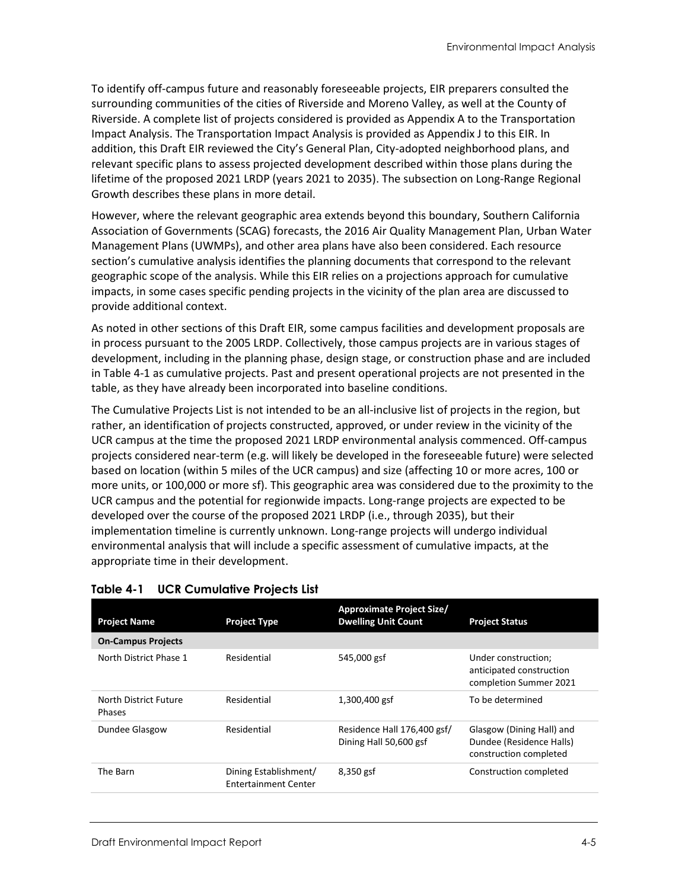To identify off-campus future and reasonably foreseeable projects, EIR preparers consulted the surrounding communities of the cities of Riverside and Moreno Valley, as well at the County of Riverside. A complete list of projects considered is provided as Appendix A to the Transportation Impact Analysis. The Transportation Impact Analysis is provided as Appendix J to this EIR. In addition, this Draft EIR reviewed the City's General Plan, City-adopted neighborhood plans, and relevant specific plans to assess projected development described within those plans during the lifetime of the proposed 2021 LRDP (years 2021 to 2035). The subsection on Long-Range Regional Growth describes these plans in more detail.

However, where the relevant geographic area extends beyond this boundary, Southern California Association of Governments (SCAG) forecasts, the 2016 Air Quality Management Plan, Urban Water Management Plans (UWMPs), and other area plans have also been considered. Each resource section's cumulative analysis identifies the planning documents that correspond to the relevant geographic scope of the analysis. While this EIR relies on a projections approach for cumulative impacts, in some cases specific pending projects in the vicinity of the plan area are discussed to provide additional context.

As noted in other sections of this Draft EIR, some campus facilities and development proposals are in process pursuant to the 2005 LRDP. Collectively, those campus projects are in various stages of development, including in the planning phase, design stage, or construction phase and are included in Table 4-1 as cumulative projects. Past and present operational projects are not presented in the table, as they have already been incorporated into baseline conditions.

The Cumulative Projects List is not intended to be an all-inclusive list of projects in the region, but rather, an identification of projects constructed, approved, or under review in the vicinity of the UCR campus at the time the proposed 2021 LRDP environmental analysis commenced. Off-campus projects considered near-term (e.g. will likely be developed in the foreseeable future) were selected based on location (within 5 miles of the UCR campus) and size (affecting 10 or more acres, 100 or more units, or 100,000 or more sf). This geographic area was considered due to the proximity to the UCR campus and the potential for regionwide impacts. Long-range projects are expected to be developed over the course of the proposed 2021 LRDP (i.e., through 2035), but their implementation timeline is currently unknown. Long-range projects will undergo individual environmental analysis that will include a specific assessment of cumulative impacts, at the appropriate time in their development.

**Table 4-1 UCR Cumulative Projects List**

| Project Name | Project Type | Approximate Project Size/ Dwelling Unit Count | Project Status |
|---|---|---|---|
| **On-Campus Projects** | | | |
| North District Phase 1 | Residential | 545,000 gsf | Under construction; anticipated construction completion Summer 2021 |
| North District Future Phases | Residential | 1,300,400 gsf | To be determined |
| Dundee Glasgow | Residential | Residence Hall 176,400 gsf/ Dining Hall 50,600 gsf | Glasgow (Dining Hall) and Dundee (Residence Halls) construction completed |
| The Barn | Dining Establishment/ Entertainment Center | 8,350 gsf | Construction completed |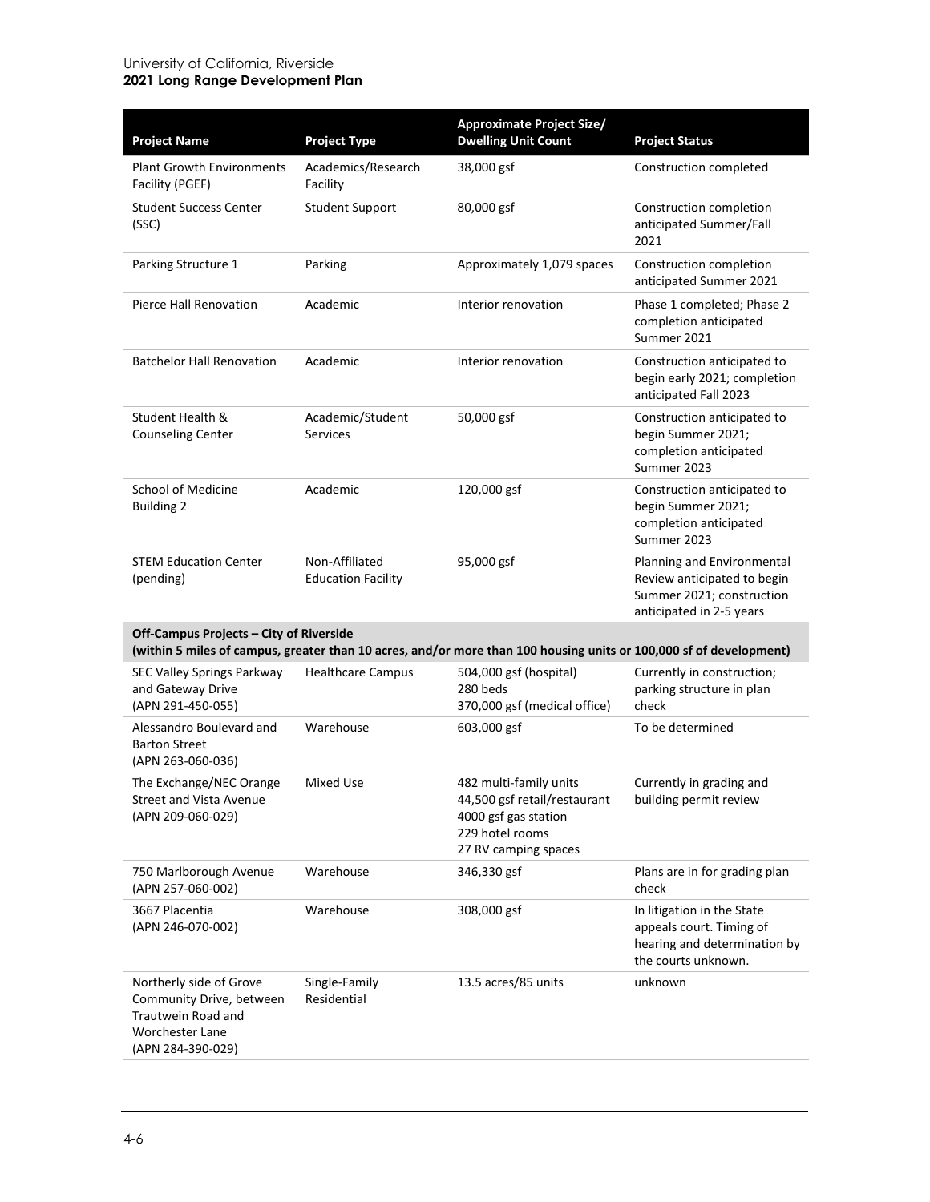| Project Name | Project Type | Approximate Project Size/ Dwelling Unit Count | Project Status |
|---|---|---|---|
| Plant Growth Environments Facility (PGEF) | Academics/Research Facility | 38,000 gsf | Construction completed |
| Student Success Center (SSC) | Student Support | 80,000 gsf | Construction completion anticipated Summer/Fall 2021 |
| Parking Structure 1 | Parking | Approximately 1,079 spaces | Construction completion anticipated Summer 2021 |
| Pierce Hall Renovation | Academic | Interior renovation | Phase 1 completed; Phase 2 completion anticipated Summer 2021 |
| Batchelor Hall Renovation | Academic | Interior renovation | Construction anticipated to begin early 2021; completion anticipated Fall 2023 |
| Student Health & Counseling Center | Academic/Student Services | 50,000 gsf | Construction anticipated to begin Summer 2021; completion anticipated Summer 2023 |
| School of Medicine Building 2 | Academic | 120,000 gsf | Construction anticipated to begin Summer 2021; completion anticipated Summer 2023 |
| STEM Education Center (pending) | Non-Affiliated Education Facility | 95,000 gsf | Planning and Environmental Review anticipated to begin Summer 2021; construction anticipated in 2-5 years |
| **Off-Campus Projects – City of Riverside (within 5 miles of campus, greater than 10 acres, and/or more than 100 housing units or 100,000 sf of development)** | | | |
| SEC Valley Springs Parkway and Gateway Drive (APN 291-450-055) | Healthcare Campus | 504,000 gsf (hospital) 280 beds 370,000 gsf (medical office) | Currently in construction; parking structure in plan check |
| Alessandro Boulevard and Barton Street (APN 263-060-036) | Warehouse | 603,000 gsf | To be determined |
| The Exchange/NEC Orange Street and Vista Avenue (APN 209-060-029) | Mixed Use | 482 multi-family units 44,500 gsf retail/restaurant 4000 gsf gas station 229 hotel rooms 27 RV camping spaces | Currently in grading and building permit review |
| 750 Marlborough Avenue (APN 257-060-002) | Warehouse | 346,330 gsf | Plans are in for grading plan check |
| 3667 Placentia (APN 246-070-002) | Warehouse | 308,000 gsf | In litigation in the State appeals court. Timing of hearing and determination by the courts unknown. |
| Northerly side of Grove Community Drive, between Trautwein Road and Worchester Lane (APN 284-390-029) | Single-Family Residential | 13.5 acres/85 units | unknown |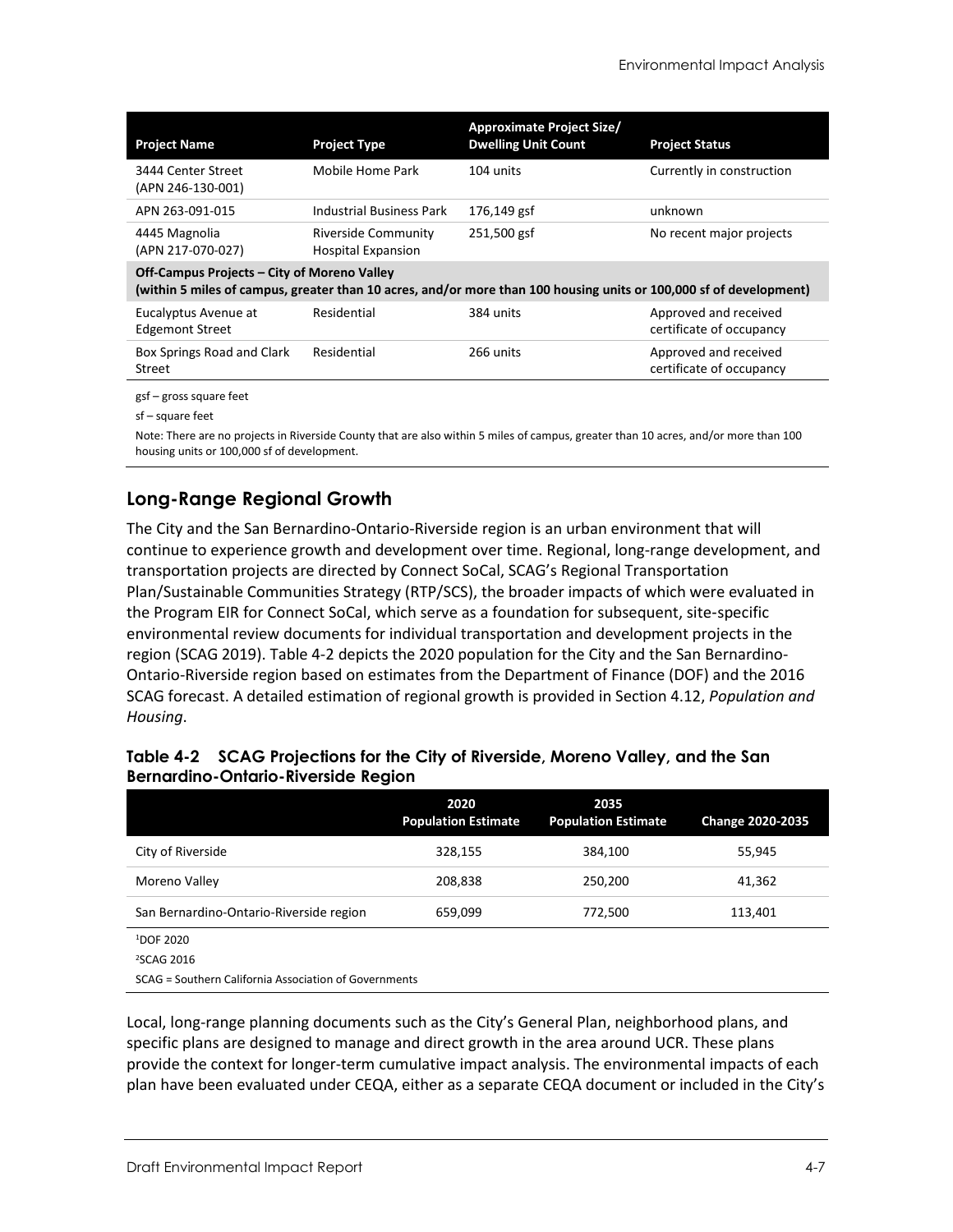| Project Name | Project Type | Approximate Project Size/ Dwelling Unit Count | Project Status |
|---|---|---|---|
| 3444 Center Street (APN 246-130-001) | Mobile Home Park | 104 units | Currently in construction |
| APN 263-091-015 | Industrial Business Park | 176,149 gsf | unknown |
| 4445 Magnolia (APN 217-070-027) | Riverside Community Hospital Expansion | 251,500 gsf | No recent major projects |
| **Off-Campus Projects – City of Moreno Valley (within 5 miles of campus, greater than 10 acres, and/or more than 100 housing units or 100,000 sf of development)** | | | |
| Eucalyptus Avenue at Edgemont Street | Residential | 384 units | Approved and received certificate of occupancy |
| Box Springs Road and Clark Street | Residential | 266 units | Approved and received certificate of occupancy |

gsf – gross square feet

sf – square feet

Note: There are no projects in Riverside County that are also within 5 miles of campus, greater than 10 acres, and/or more than 100 housing units or 100,000 sf of development.

## Long-Range Regional Growth

The City and the San Bernardino-Ontario-Riverside region is an urban environment that will continue to experience growth and development over time. Regional, long-range development, and transportation projects are directed by Connect SoCal, SCAG's Regional Transportation Plan/Sustainable Communities Strategy (RTP/SCS), the broader impacts of which were evaluated in the Program EIR for Connect SoCal, which serve as a foundation for subsequent, site-specific environmental review documents for individual transportation and development projects in the region (SCAG 2019). Table 4-2 depicts the 2020 population for the City and the San Bernardino-Ontario-Riverside region based on estimates from the Department of Finance (DOF) and the 2016 SCAG forecast. A detailed estimation of regional growth is provided in Section 4.12, *Population and Housing*.

### Table 4-2 SCAG Projections for the City of Riverside, Moreno Valley, and the San Bernardino-Ontario-Riverside Region

| | 2020 Population Estimate | 2035 Population Estimate | Change 2020-2035 |
|---|---|---|---|
| City of Riverside | 328,155 | 384,100 | 55,945 |
| Moreno Valley | 208,838 | 250,200 | 41,362 |
| San Bernardino-Ontario-Riverside region | 659,099 | 772,500 | 113,401 |

[1]DOF 2020

[2]SCAG 2016

SCAG = Southern California Association of Governments

Local, long-range planning documents such as the City's General Plan, neighborhood plans, and specific plans are designed to manage and direct growth in the area around UCR. These plans provide the context for longer-term cumulative impact analysis. The environmental impacts of each plan have been evaluated under CEQA, either as a separate CEQA document or included in the City's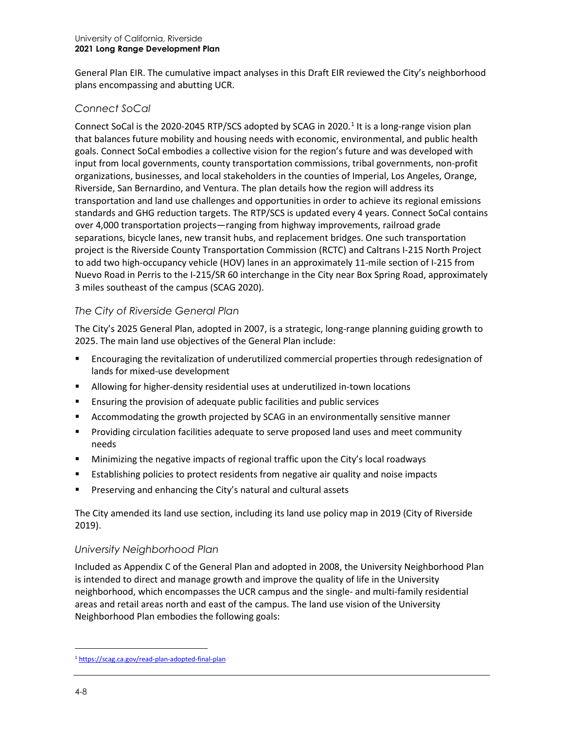General Plan EIR. The cumulative impact analyses in this Draft EIR reviewed the City's neighborhood plans encompassing and abutting UCR.

### *Connect SoCal*

Connect SoCal is the 2020-2045 RTP/SCS adopted by SCAG in 2020.[1] It is a long-range vision plan that balances future mobility and housing needs with economic, environmental, and public health goals. Connect SoCal embodies a collective vision for the region's future and was developed with input from local governments, county transportation commissions, tribal governments, non-profit organizations, businesses, and local stakeholders in the counties of Imperial, Los Angeles, Orange, Riverside, San Bernardino, and Ventura. The plan details how the region will address its transportation and land use challenges and opportunities in order to achieve its regional emissions standards and GHG reduction targets. The RTP/SCS is updated every 4 years. Connect SoCal contains over 4,000 transportation projects—ranging from highway improvements, railroad grade separations, bicycle lanes, new transit hubs, and replacement bridges. One such transportation project is the Riverside County Transportation Commission (RCTC) and Caltrans I-215 North Project to add two high-occupancy vehicle (HOV) lanes in an approximately 11-mile section of I-215 from Nuevo Road in Perris to the I-215/SR 60 interchange in the City near Box Spring Road, approximately 3 miles southeast of the campus (SCAG 2020).

### *The City of Riverside General Plan*

The City's 2025 General Plan, adopted in 2007, is a strategic, long-range planning guiding growth to 2025. The main land use objectives of the General Plan include:

- Encouraging the revitalization of underutilized commercial properties through redesignation of lands for mixed-use development
- Allowing for higher-density residential uses at underutilized in-town locations
- Ensuring the provision of adequate public facilities and public services
- Accommodating the growth projected by SCAG in an environmentally sensitive manner
- Providing circulation facilities adequate to serve proposed land uses and meet community needs
- Minimizing the negative impacts of regional traffic upon the City's local roadways
- Establishing policies to protect residents from negative air quality and noise impacts
- Preserving and enhancing the City's natural and cultural assets

The City amended its land use section, including its land use policy map in 2019 (City of Riverside 2019).

### *University Neighborhood Plan*

Included as Appendix C of the General Plan and adopted in 2008, the University Neighborhood Plan is intended to direct and manage growth and improve the quality of life in the University neighborhood, which encompasses the UCR campus and the single- and multi-family residential areas and retail areas north and east of the campus. The land use vision of the University Neighborhood Plan embodies the following goals:

---

[1] https://scag.ca.gov/read-plan-adopted-final-plan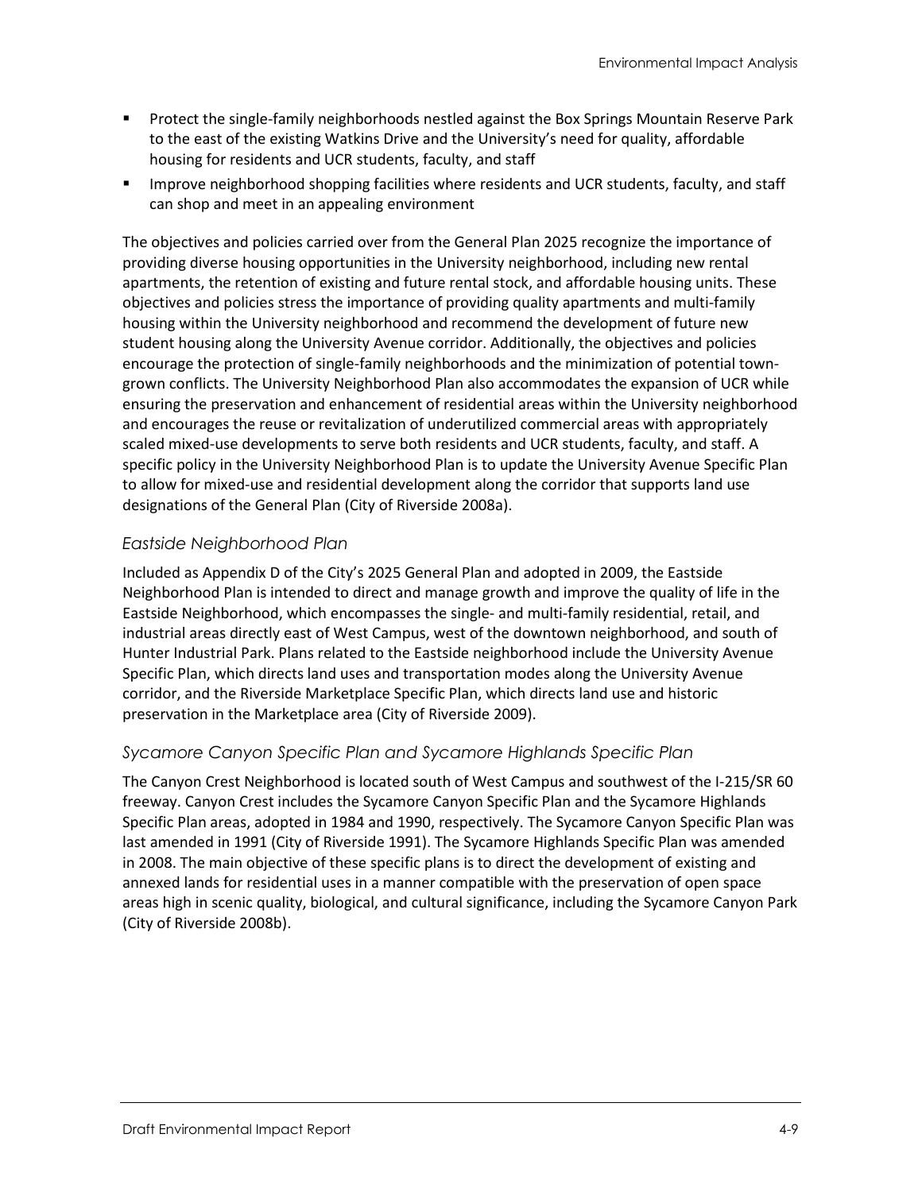- Protect the single-family neighborhoods nestled against the Box Springs Mountain Reserve Park to the east of the existing Watkins Drive and the University's need for quality, affordable housing for residents and UCR students, faculty, and staff
- Improve neighborhood shopping facilities where residents and UCR students, faculty, and staff can shop and meet in an appealing environment

The objectives and policies carried over from the General Plan 2025 recognize the importance of providing diverse housing opportunities in the University neighborhood, including new rental apartments, the retention of existing and future rental stock, and affordable housing units. These objectives and policies stress the importance of providing quality apartments and multi-family housing within the University neighborhood and recommend the development of future new student housing along the University Avenue corridor. Additionally, the objectives and policies encourage the protection of single-family neighborhoods and the minimization of potential town-grown conflicts. The University Neighborhood Plan also accommodates the expansion of UCR while ensuring the preservation and enhancement of residential areas within the University neighborhood and encourages the reuse or revitalization of underutilized commercial areas with appropriately scaled mixed-use developments to serve both residents and UCR students, faculty, and staff. A specific policy in the University Neighborhood Plan is to update the University Avenue Specific Plan to allow for mixed-use and residential development along the corridor that supports land use designations of the General Plan (City of Riverside 2008a).

### *Eastside Neighborhood Plan*

Included as Appendix D of the City's 2025 General Plan and adopted in 2009, the Eastside Neighborhood Plan is intended to direct and manage growth and improve the quality of life in the Eastside Neighborhood, which encompasses the single- and multi-family residential, retail, and industrial areas directly east of West Campus, west of the downtown neighborhood, and south of Hunter Industrial Park. Plans related to the Eastside neighborhood include the University Avenue Specific Plan, which directs land uses and transportation modes along the University Avenue corridor, and the Riverside Marketplace Specific Plan, which directs land use and historic preservation in the Marketplace area (City of Riverside 2009).

### *Sycamore Canyon Specific Plan and Sycamore Highlands Specific Plan*

The Canyon Crest Neighborhood is located south of West Campus and southwest of the I-215/SR 60 freeway. Canyon Crest includes the Sycamore Canyon Specific Plan and the Sycamore Highlands Specific Plan areas, adopted in 1984 and 1990, respectively. The Sycamore Canyon Specific Plan was last amended in 1991 (City of Riverside 1991). The Sycamore Highlands Specific Plan was amended in 2008. The main objective of these specific plans is to direct the development of existing and annexed lands for residential uses in a manner compatible with the preservation of open space areas high in scenic quality, biological, and cultural significance, including the Sycamore Canyon Park (City of Riverside 2008b).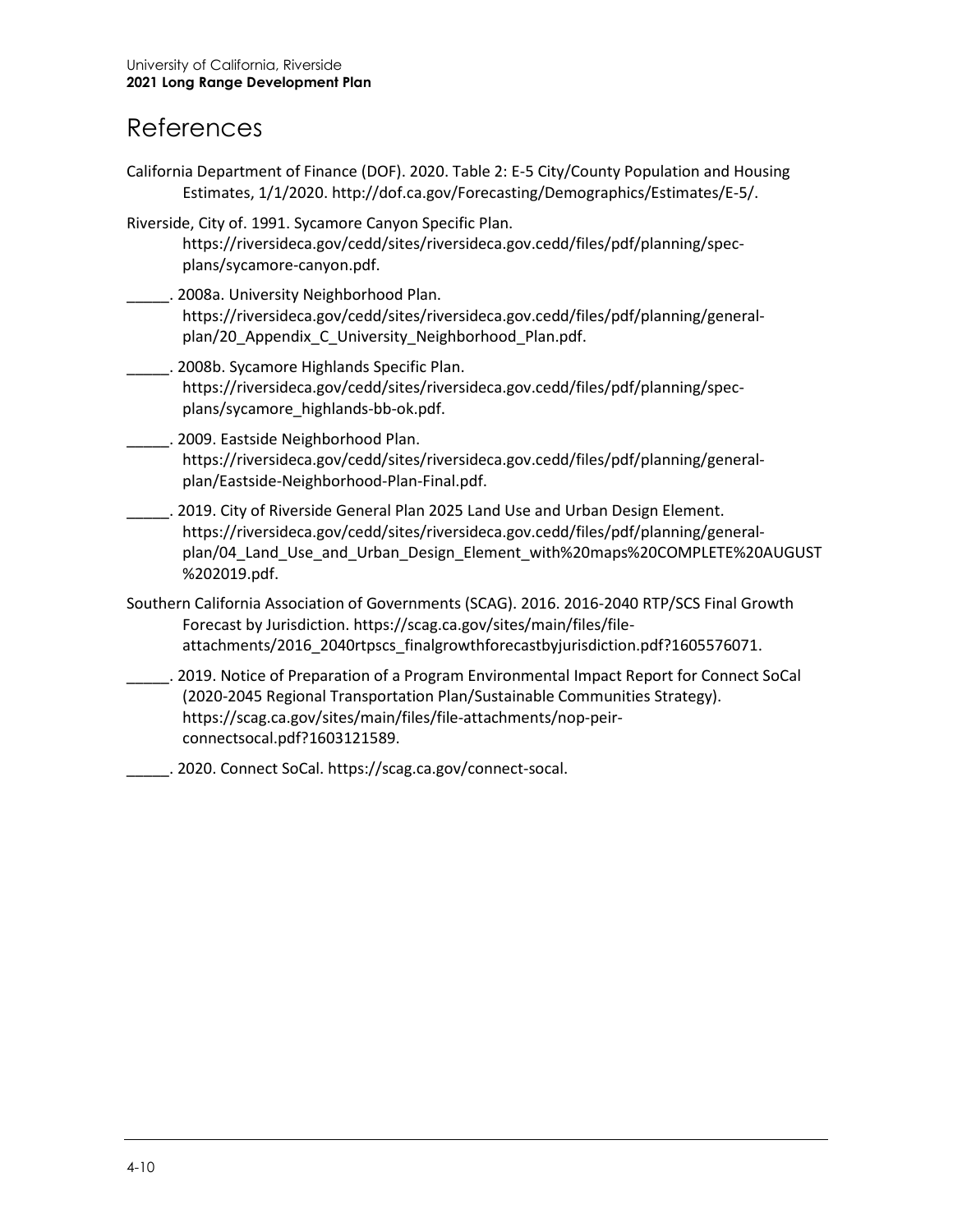# References

California Department of Finance (DOF). 2020. Table 2: E-5 City/County Population and Housing Estimates, 1/1/2020. http://dof.ca.gov/Forecasting/Demographics/Estimates/E-5/.

Riverside, City of. 1991. Sycamore Canyon Specific Plan. https://riversideca.gov/cedd/sites/riversideca.gov.cedd/files/pdf/planning/spec-plans/sycamore-canyon.pdf.

_____. 2008a. University Neighborhood Plan. https://riversideca.gov/cedd/sites/riversideca.gov.cedd/files/pdf/planning/general-plan/20_Appendix_C_University_Neighborhood_Plan.pdf.

_____. 2008b. Sycamore Highlands Specific Plan. https://riversideca.gov/cedd/sites/riversideca.gov.cedd/files/pdf/planning/spec-plans/sycamore_highlands-bb-ok.pdf.

_____. 2009. Eastside Neighborhood Plan. https://riversideca.gov/cedd/sites/riversideca.gov.cedd/files/pdf/planning/general-plan/Eastside-Neighborhood-Plan-Final.pdf.

_____. 2019. City of Riverside General Plan 2025 Land Use and Urban Design Element. https://riversideca.gov/cedd/sites/riversideca.gov.cedd/files/pdf/planning/general-plan/04_Land_Use_and_Urban_Design_Element_with%20maps%20COMPLETE%20AUGUST%202019.pdf.

Southern California Association of Governments (SCAG). 2016. 2016-2040 RTP/SCS Final Growth Forecast by Jurisdiction. https://scag.ca.gov/sites/main/files/file-attachments/2016_2040rtpscs_finalgrowthforecastbyjurisdiction.pdf?1605576071.

_____. 2019. Notice of Preparation of a Program Environmental Impact Report for Connect SoCal (2020-2045 Regional Transportation Plan/Sustainable Communities Strategy). https://scag.ca.gov/sites/main/files/file-attachments/nop-peir-connectsocal.pdf?1603121589.

_____. 2020. Connect SoCal. https://scag.ca.gov/connect-socal.